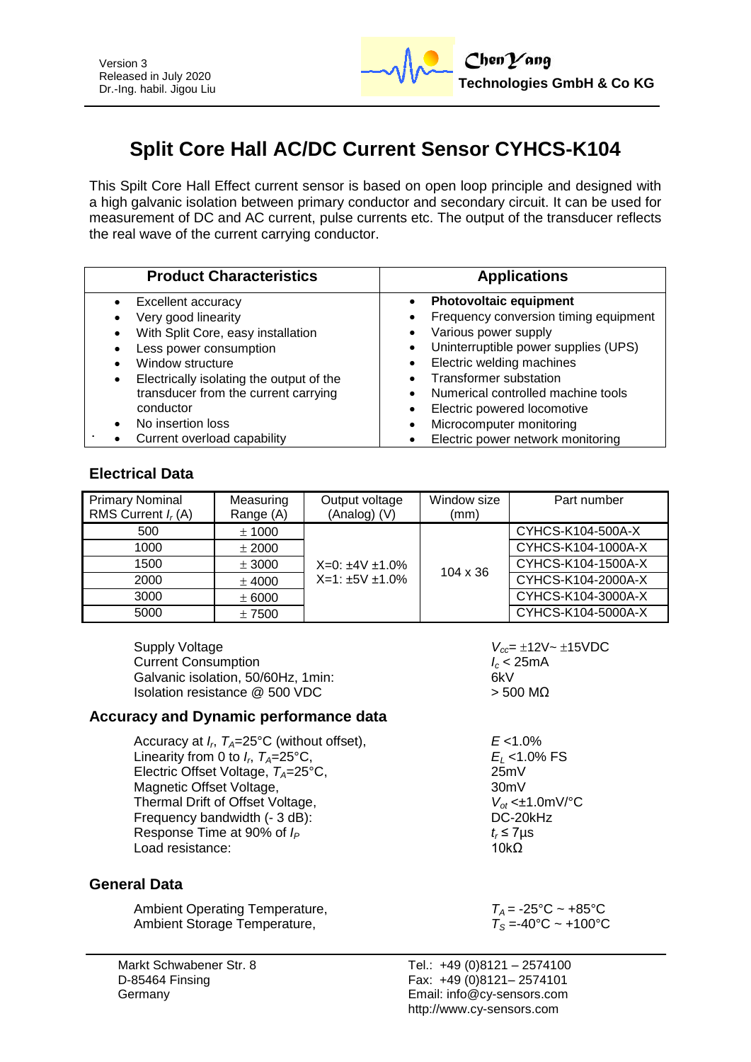Version 3
Released in July 2020
Dr.-Ing. habil. Jigou Liu

**ChenYang Technologies GmbH & Co KG**

# Split Core Hall AC/DC Current Sensor CYHCS-K104

This Spilt Core Hall Effect current sensor is based on open loop principle and designed with a high galvanic isolation between primary conductor and secondary circuit. It can be used for measurement of DC and AC current, pulse currents etc. The output of the transducer reflects the real wave of the current carrying conductor.

| Product Characteristics | Applications |
|---|---|
| • Excellent accuracy<br>• Very good linearity<br>• With Split Core, easy installation<br>• Less power consumption<br>• Window structure<br>• Electrically isolating the output of the transducer from the current carrying conductor<br>• No insertion loss<br>• Current overload capability | • **Photovoltaic equipment**<br>• Frequency conversion timing equipment<br>• Various power supply<br>• Uninterruptible power supplies (UPS)<br>• Electric welding machines<br>• Transformer substation<br>• Numerical controlled machine tools<br>• Electric powered locomotive<br>• Microcomputer monitoring<br>• Electric power network monitoring |

## Electrical Data

| Primary Nominal RMS Current $I_r$ (A) | Measuring Range (A) | Output voltage (Analog) (V) | Window size (mm) | Part number |
|---|---|---|---|---|
| 500 | ± 1000 | X=0: ±4V ±1.0%<br>X=1: ±5V ±1.0% | 104 x 36 | CYHCS-K104-500A-X |
| 1000 | ± 2000 | | | CYHCS-K104-1000A-X |
| 1500 | ± 3000 | | | CYHCS-K104-1500A-X |
| 2000 | ± 4000 | | | CYHCS-K104-2000A-X |
| 3000 | ± 6000 | | | CYHCS-K104-3000A-X |
| 5000 | ± 7500 | | | CYHCS-K104-5000A-X |

| | |
|---|---|
| Supply Voltage | $V_{cc}$= ±12V~ ±15VDC |
| Current Consumption | $I_c$ < 25mA |
| Galvanic isolation, 50/60Hz, 1min: | 6kV |
| Isolation resistance @ 500 VDC | > 500 MΩ |

## Accuracy and Dynamic performance data

| | |
|---|---|
| Accuracy at $I_r$, $T_A$=25°C (without offset), | $E$ <1.0% |
| Linearity from 0 to $I_r$, $T_A$=25°C, | $E_L$ <1.0% FS |
| Electric Offset Voltage, $T_A$=25°C, | 25mV |
| Magnetic Offset Voltage, | 30mV |
| Thermal Drift of Offset Voltage, | $V_{ot}$ <±1.0mV/°C |
| Frequency bandwidth (- 3 dB): | DC-20kHz |
| Response Time at 90% of $I_P$ | $t_r$ ≤ 7µs |
| Load resistance: | 10kΩ |

## General Data

| | |
|---|---|
| Ambient Operating Temperature, | $T_A$ = -25°C ~ +85°C |
| Ambient Storage Temperature, | $T_S$ =-40°C ~ +100°C |

Markt Schwabener Str. 8
D-85464 Finsing
Germany

Tel.: +49 (0)8121 – 2574100
Fax: +49 (0)8121– 2574101
Email: info@cy-sensors.com
http://www.cy-sensors.com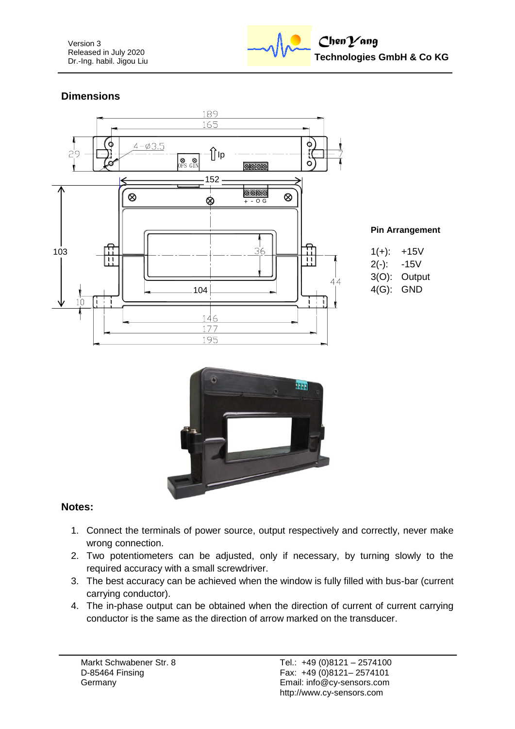## Dimensions

189
165
29
4-Ø3.5
OFS GIN
Ip
7
152
+ - O G
103
36
44
104
10
146
177
195

**Pin Arrangement**

1(+): +15V
2(-): -15V
3(O): Output
4(G): GND

## Notes:

1. Connect the terminals of power source, output respectively and correctly, never make wrong connection.
2. Two potentiometers can be adjusted, only if necessary, by turning slowly to the required accuracy with a small screwdriver.
3. The best accuracy can be achieved when the window is fully filled with bus-bar (current carrying conductor).
4. The in-phase output can be obtained when the direction of current of current carrying conductor is the same as the direction of arrow marked on the transducer.